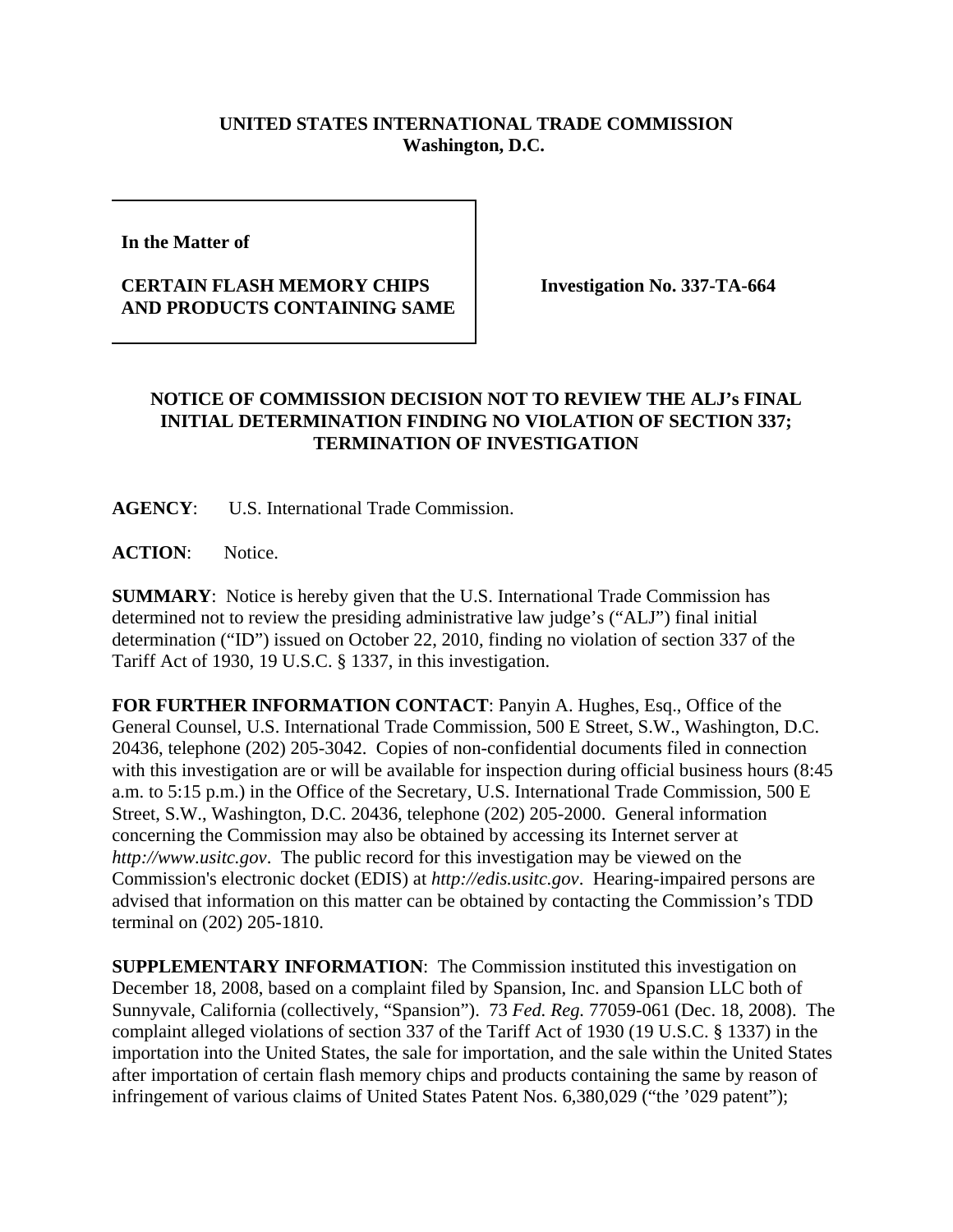**UNITED STATES INTERNATIONAL TRADE COMMISSION**
**Washington, D.C.**

**In the Matter of**

**CERTAIN FLASH MEMORY CHIPS AND PRODUCTS CONTAINING SAME**

**Investigation No. 337-TA-664**

## NOTICE OF COMMISSION DECISION NOT TO REVIEW THE ALJ's FINAL INITIAL DETERMINATION FINDING NO VIOLATION OF SECTION 337; TERMINATION OF INVESTIGATION

**AGENCY**: U.S. International Trade Commission.

**ACTION**: Notice.

**SUMMARY**: Notice is hereby given that the U.S. International Trade Commission has determined not to review the presiding administrative law judge's ("ALJ") final initial determination ("ID") issued on October 22, 2010, finding no violation of section 337 of the Tariff Act of 1930, 19 U.S.C. § 1337, in this investigation.

**FOR FURTHER INFORMATION CONTACT**: Panyin A. Hughes, Esq., Office of the General Counsel, U.S. International Trade Commission, 500 E Street, S.W., Washington, D.C. 20436, telephone (202) 205-3042. Copies of non-confidential documents filed in connection with this investigation are or will be available for inspection during official business hours (8:45 a.m. to 5:15 p.m.) in the Office of the Secretary, U.S. International Trade Commission, 500 E Street, S.W., Washington, D.C. 20436, telephone (202) 205-2000. General information concerning the Commission may also be obtained by accessing its Internet server at *http://www.usitc.gov*. The public record for this investigation may be viewed on the Commission's electronic docket (EDIS) at *http://edis.usitc.gov*. Hearing-impaired persons are advised that information on this matter can be obtained by contacting the Commission's TDD terminal on (202) 205-1810.

**SUPPLEMENTARY INFORMATION**: The Commission instituted this investigation on December 18, 2008, based on a complaint filed by Spansion, Inc. and Spansion LLC both of Sunnyvale, California (collectively, "Spansion"). 73 *Fed. Reg.* 77059-061 (Dec. 18, 2008). The complaint alleged violations of section 337 of the Tariff Act of 1930 (19 U.S.C. § 1337) in the importation into the United States, the sale for importation, and the sale within the United States after importation of certain flash memory chips and products containing the same by reason of infringement of various claims of United States Patent Nos. 6,380,029 ("the '029 patent");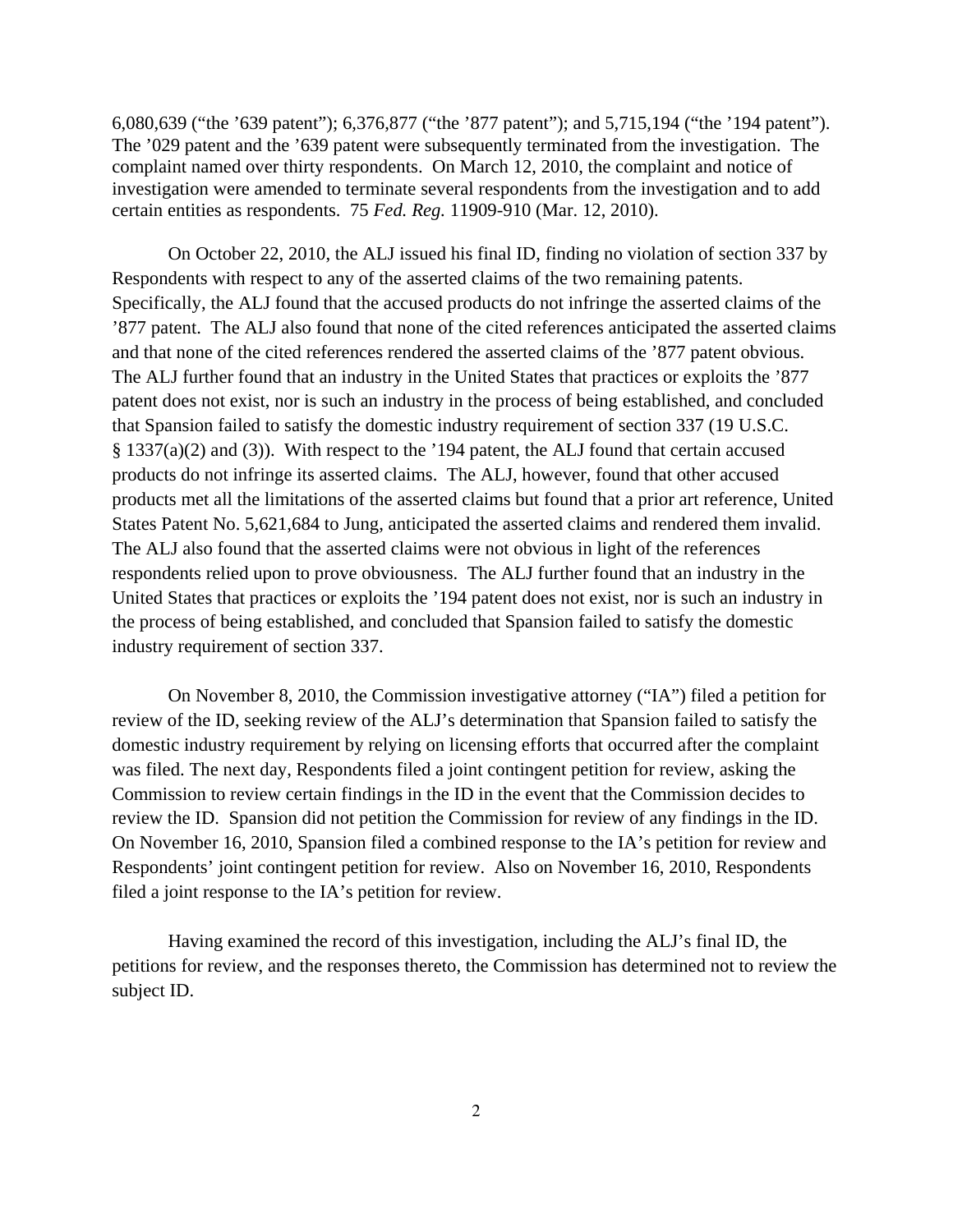6,080,639 ("the '639 patent"); 6,376,877 ("the '877 patent"); and 5,715,194 ("the '194 patent"). The '029 patent and the '639 patent were subsequently terminated from the investigation. The complaint named over thirty respondents. On March 12, 2010, the complaint and notice of investigation were amended to terminate several respondents from the investigation and to add certain entities as respondents. 75 *Fed. Reg.* 11909-910 (Mar. 12, 2010).

On October 22, 2010, the ALJ issued his final ID, finding no violation of section 337 by Respondents with respect to any of the asserted claims of the two remaining patents. Specifically, the ALJ found that the accused products do not infringe the asserted claims of the '877 patent. The ALJ also found that none of the cited references anticipated the asserted claims and that none of the cited references rendered the asserted claims of the '877 patent obvious. The ALJ further found that an industry in the United States that practices or exploits the '877 patent does not exist, nor is such an industry in the process of being established, and concluded that Spansion failed to satisfy the domestic industry requirement of section 337 (19 U.S.C. § 1337(a)(2) and (3)). With respect to the '194 patent, the ALJ found that certain accused products do not infringe its asserted claims. The ALJ, however, found that other accused products met all the limitations of the asserted claims but found that a prior art reference, United States Patent No. 5,621,684 to Jung, anticipated the asserted claims and rendered them invalid. The ALJ also found that the asserted claims were not obvious in light of the references respondents relied upon to prove obviousness. The ALJ further found that an industry in the United States that practices or exploits the '194 patent does not exist, nor is such an industry in the process of being established, and concluded that Spansion failed to satisfy the domestic industry requirement of section 337.

On November 8, 2010, the Commission investigative attorney ("IA") filed a petition for review of the ID, seeking review of the ALJ's determination that Spansion failed to satisfy the domestic industry requirement by relying on licensing efforts that occurred after the complaint was filed. The next day, Respondents filed a joint contingent petition for review, asking the Commission to review certain findings in the ID in the event that the Commission decides to review the ID. Spansion did not petition the Commission for review of any findings in the ID. On November 16, 2010, Spansion filed a combined response to the IA's petition for review and Respondents' joint contingent petition for review. Also on November 16, 2010, Respondents filed a joint response to the IA's petition for review.

Having examined the record of this investigation, including the ALJ's final ID, the petitions for review, and the responses thereto, the Commission has determined not to review the subject ID.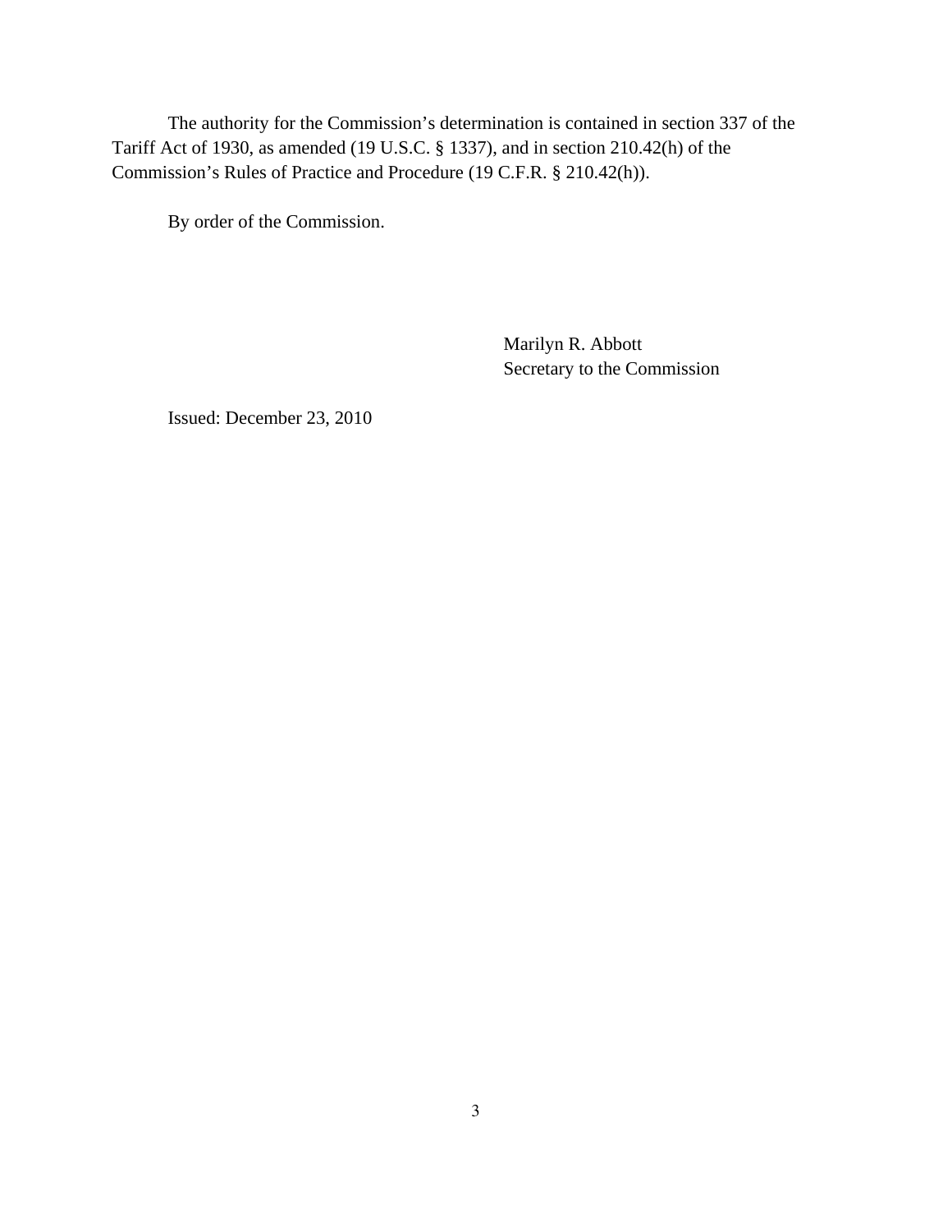The authority for the Commission's determination is contained in section 337 of the Tariff Act of 1930, as amended (19 U.S.C. § 1337), and in section 210.42(h) of the Commission's Rules of Practice and Procedure (19 C.F.R. § 210.42(h)).

By order of the Commission.

Marilyn R. Abbott
Secretary to the Commission

Issued: December 23, 2010